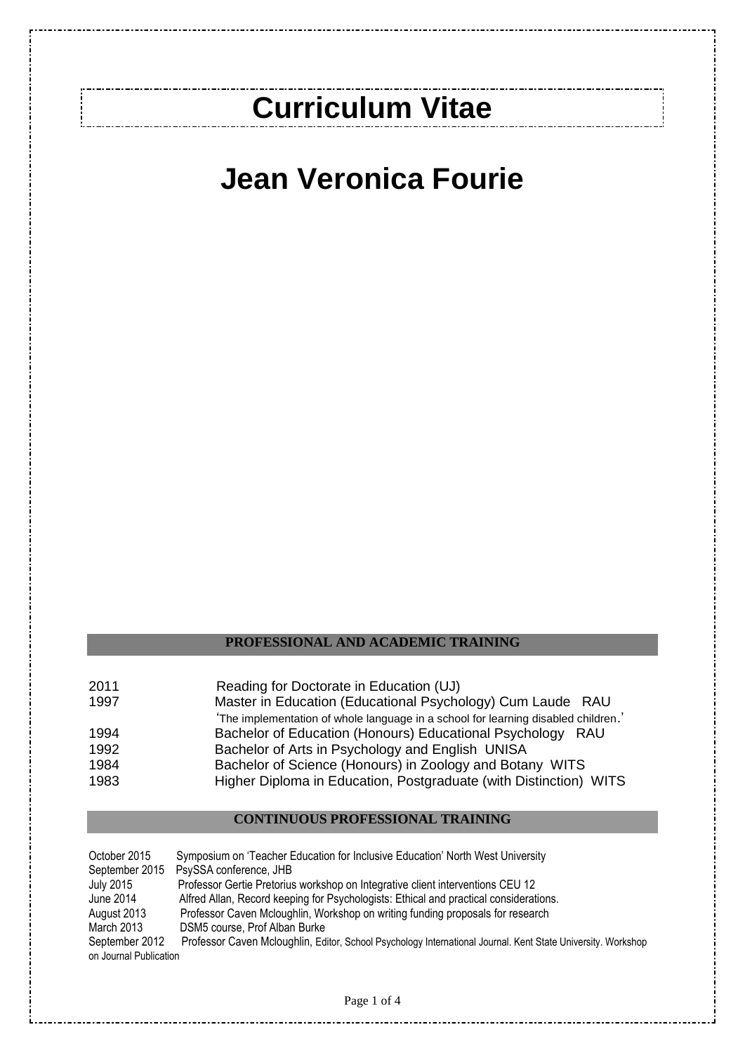# Curriculum Vitae

# Jean Veronica Fourie

## PROFESSIONAL AND ACADEMIC TRAINING

| | |
|---|---|
| 2011 | Reading for Doctorate in Education (UJ) |
| 1997 | Master in Education (Educational Psychology) Cum Laude RAU<br>'The implementation of whole language in a school for learning disabled children.' |
| 1994 | Bachelor of Education (Honours) Educational Psychology RAU |
| 1992 | Bachelor of Arts in Psychology and English UNISA |
| 1984 | Bachelor of Science (Honours) in Zoology and Botany WITS |
| 1983 | Higher Diploma in Education, Postgraduate (with Distinction) WITS |

## CONTINUOUS PROFESSIONAL TRAINING

| | |
|---|---|
| October 2015 | Symposium on 'Teacher Education for Inclusive Education' North West University |
| September 2015 | PsySSA conference, JHB |
| July 2015 | Professor Gertie Pretorius workshop on Integrative client interventions CEU 12 |
| June 2014 | Alfred Allan, Record keeping for Psychologists: Ethical and practical considerations. |
| August 2013 | Professor Caven Mcloughlin, Workshop on writing funding proposals for research |
| March 2013 | DSM5 course, Prof Alban Burke |
| September 2012 | Professor Caven Mcloughlin, Editor, School Psychology International Journal. Kent State University. Workshop on Journal Publication |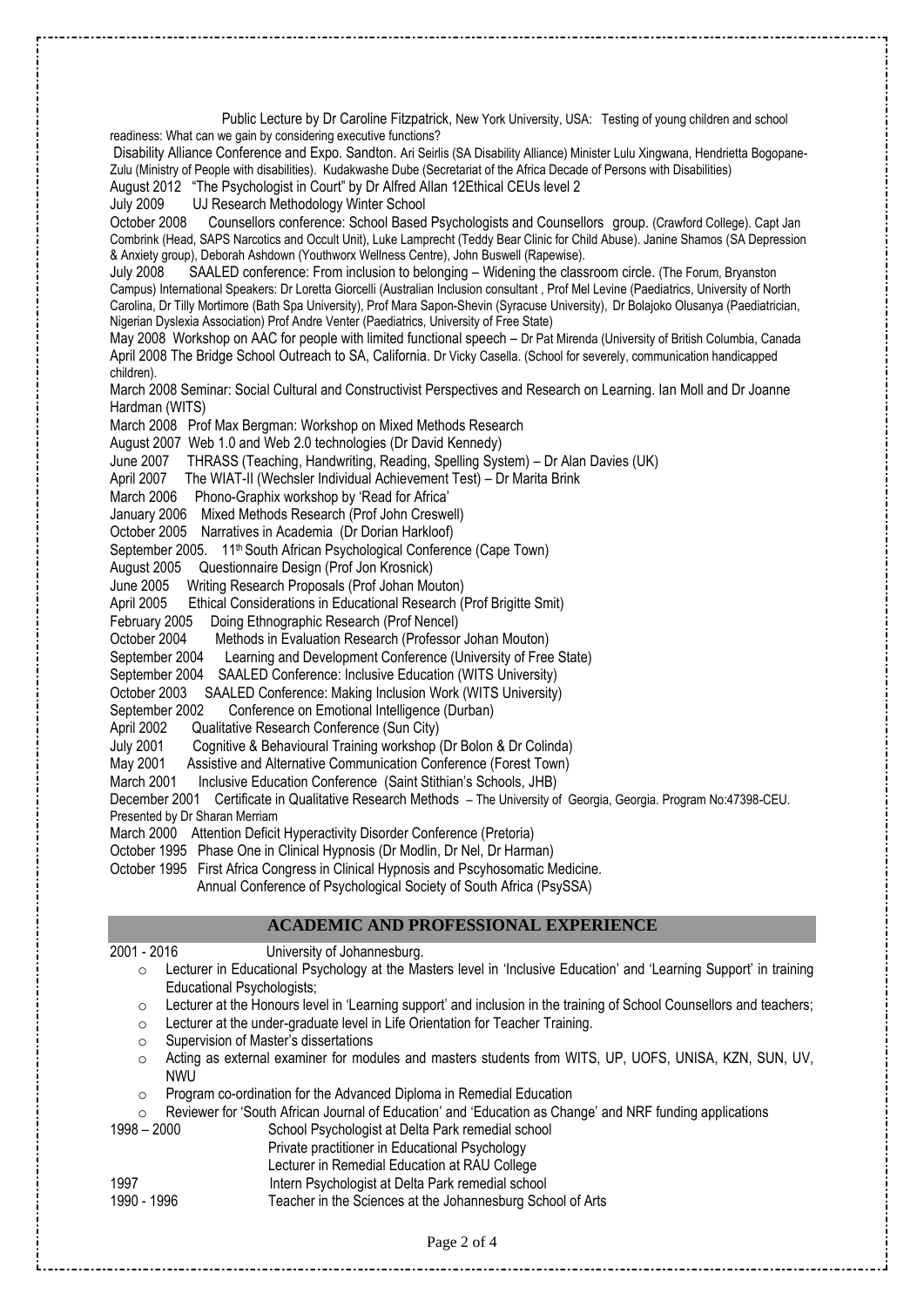Public Lecture by Dr Caroline Fitzpatrick, New York University, USA: Testing of young children and school readiness: What can we gain by considering executive functions?

Disability Alliance Conference and Expo. Sandton. Ari Seirlis (SA Disability Alliance) Minister Lulu Xingwana, Hendrietta Bogopane-Zulu (Ministry of People with disabilities). Kudakwashe Dube (Secretariat of the Africa Decade of Persons with Disabilities)

August 2012 "The Psychologist in Court" by Dr Alfred Allan 12Ethical CEUs level 2

July 2009 UJ Research Methodology Winter School

October 2008 Counsellors conference: School Based Psychologists and Counsellors group. (Crawford College). Capt Jan Combrink (Head, SAPS Narcotics and Occult Unit), Luke Lamprecht (Teddy Bear Clinic for Child Abuse). Janine Shamos (SA Depression & Anxiety group), Deborah Ashdown (Youthworx Wellness Centre), John Buswell (Rapewise).

July 2008 SAALED conference: From inclusion to belonging – Widening the classroom circle. (The Forum, Bryanston Campus) International Speakers: Dr Loretta Giorcelli (Australian Inclusion consultant , Prof Mel Levine (Paediatrics, University of North Carolina, Dr Tilly Mortimore (Bath Spa University), Prof Mara Sapon-Shevin (Syracuse University), Dr Bolajoko Olusanya (Paediatrician, Nigerian Dyslexia Association) Prof Andre Venter (Paediatrics, University of Free State)

May 2008 Workshop on AAC for people with limited functional speech – Dr Pat Mirenda (University of British Columbia, Canada

April 2008 The Bridge School Outreach to SA, California. Dr Vicky Casella. (School for severely, communication handicapped children).

March 2008 Seminar: Social Cultural and Constructivist Perspectives and Research on Learning. Ian Moll and Dr Joanne Hardman (WITS)

March 2008 Prof Max Bergman: Workshop on Mixed Methods Research

August 2007 Web 1.0 and Web 2.0 technologies (Dr David Kennedy)

June 2007 THRASS (Teaching, Handwriting, Reading, Spelling System) – Dr Alan Davies (UK)

April 2007 The WIAT-II (Wechsler Individual Achievement Test) – Dr Marita Brink

March 2006 Phono-Graphix workshop by 'Read for Africa'

January 2006 Mixed Methods Research (Prof John Creswell)

October 2005 Narratives in Academia (Dr Dorian Harkloof)

September 2005. 11th South African Psychological Conference (Cape Town)

August 2005 Questionnaire Design (Prof Jon Krosnick)

June 2005 Writing Research Proposals (Prof Johan Mouton)

April 2005 Ethical Considerations in Educational Research (Prof Brigitte Smit)

February 2005 Doing Ethnographic Research (Prof Nencel)

October 2004 Methods in Evaluation Research (Professor Johan Mouton)

September 2004 Learning and Development Conference (University of Free State)

September 2004 SAALED Conference: Inclusive Education (WITS University)

October 2003 SAALED Conference: Making Inclusion Work (WITS University)

September 2002 Conference on Emotional Intelligence (Durban)

April 2002 Qualitative Research Conference (Sun City)

July 2001 Cognitive & Behavioural Training workshop (Dr Bolon & Dr Colinda)

May 2001 Assistive and Alternative Communication Conference (Forest Town)

March 2001 Inclusive Education Conference (Saint Stithian's Schools, JHB)

December 2001 Certificate in Qualitative Research Methods – The University of Georgia, Georgia. Program No:47398-CEU. Presented by Dr Sharan Merriam

March 2000 Attention Deficit Hyperactivity Disorder Conference (Pretoria)

October 1995 Phase One in Clinical Hypnosis (Dr Modlin, Dr Nel, Dr Harman)

October 1995 First Africa Congress in Clinical Hypnosis and Pscyhosomatic Medicine.
Annual Conference of Psychological Society of South Africa (PsySSA)

## ACADEMIC AND PROFESSIONAL EXPERIENCE

2001 - 2016 University of Johannesburg.

- Lecturer in Educational Psychology at the Masters level in 'Inclusive Education' and 'Learning Support' in training Educational Psychologists;
- Lecturer at the Honours level in 'Learning support' and inclusion in the training of School Counsellors and teachers;
- Lecturer at the under-graduate level in Life Orientation for Teacher Training.
- Supervision of Master's dissertations
- Acting as external examiner for modules and masters students from WITS, UP, UOFS, UNISA, KZN, SUN, UV, NWU
- Program co-ordination for the Advanced Diploma in Remedial Education
- Reviewer for 'South African Journal of Education' and 'Education as Change' and NRF funding applications

1998 – 2000 School Psychologist at Delta Park remedial school
Private practitioner in Educational Psychology
Lecturer in Remedial Education at RAU College

1997 Intern Psychologist at Delta Park remedial school

1990 - 1996 Teacher in the Sciences at the Johannesburg School of Arts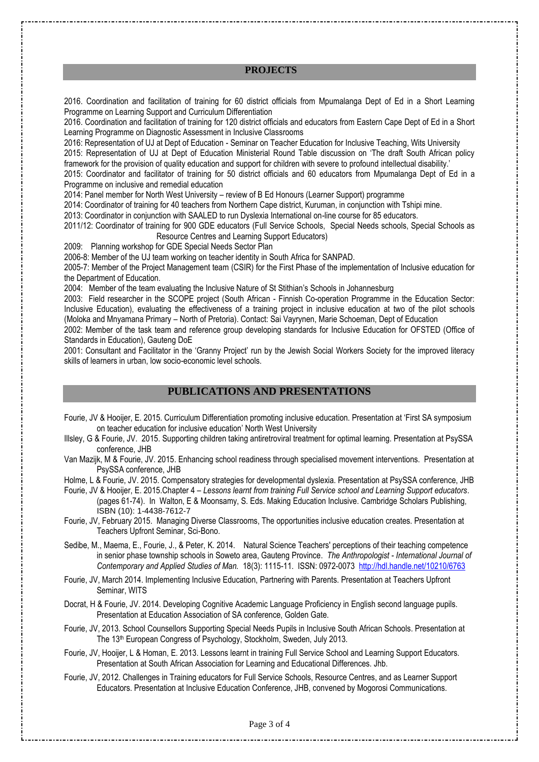## PROJECTS

2016. Coordination and facilitation of training for 60 district officials from Mpumalanga Dept of Ed in a Short Learning Programme on Learning Support and Curriculum Differentiation

2016. Coordination and facilitation of training for 120 district officials and educators from Eastern Cape Dept of Ed in a Short Learning Programme on Diagnostic Assessment in Inclusive Classrooms

2016: Representation of UJ at Dept of Education - Seminar on Teacher Education for Inclusive Teaching, Wits University

2015: Representation of UJ at Dept of Education Ministerial Round Table discussion on 'The draft South African policy framework for the provision of quality education and support for children with severe to profound intellectual disability.'

2015: Coordinator and facilitator of training for 50 district officials and 60 educators from Mpumalanga Dept of Ed in a Programme on inclusive and remedial education

2014: Panel member for North West University – review of B Ed Honours (Learner Support) programme

2014: Coordinator of training for 40 teachers from Northern Cape district, Kuruman, in conjunction with Tshipi mine.

2013: Coordinator in conjunction with SAALED to run Dyslexia International on-line course for 85 educators.

2011/12: Coordinator of training for 900 GDE educators (Full Service Schools, Special Needs schools, Special Schools as Resource Centres and Learning Support Educators)

2009: Planning workshop for GDE Special Needs Sector Plan

2006-8: Member of the UJ team working on teacher identity in South Africa for SANPAD.

2005-7: Member of the Project Management team (CSIR) for the First Phase of the implementation of Inclusive education for the Department of Education.

2004: Member of the team evaluating the Inclusive Nature of St Stithian's Schools in Johannesburg

2003: Field researcher in the SCOPE project (South African - Finnish Co-operation Programme in the Education Sector: Inclusive Education), evaluating the effectiveness of a training project in inclusive education at two of the pilot schools (Moloka and Mnyamana Primary – North of Pretoria). Contact: Sai Vayrynen, Marie Schoeman, Dept of Education

2002: Member of the task team and reference group developing standards for Inclusive Education for OFSTED (Office of Standards in Education), Gauteng DoE

2001: Consultant and Facilitator in the 'Granny Project' run by the Jewish Social Workers Society for the improved literacy skills of learners in urban, low socio-economic level schools.

## PUBLICATIONS AND PRESENTATIONS

Fourie, JV & Hooijer, E. 2015. Curriculum Differentiation promoting inclusive education. Presentation at 'First SA symposium on teacher education for inclusive education' North West University

Illsley, G & Fourie, JV. 2015. Supporting children taking antiretroviral treatment for optimal learning. Presentation at PsySSA conference, JHB

Van Mazijk, M & Fourie, JV. 2015. Enhancing school readiness through specialised movement interventions. Presentation at PsySSA conference, JHB

Holme, L & Fourie, JV. 2015. Compensatory strategies for developmental dyslexia. Presentation at PsySSA conference, JHB

Fourie, JV & Hooijer, E. 2015.Chapter 4 – *Lessons learnt from training Full Service school and Learning Support educators*. (pages 61-74). In Walton, E & Moonsamy, S. Eds. Making Education Inclusive. Cambridge Scholars Publishing, ISBN (10): 1-4438-7612-7

Fourie, JV, February 2015. Managing Diverse Classrooms, The opportunities inclusive education creates. Presentation at Teachers Upfront Seminar, Sci-Bono.

Sedibe, M., Maema, E., Fourie, J., & Peter, K. 2014. Natural Science Teachers' perceptions of their teaching competence in senior phase township schools in Soweto area, Gauteng Province. *The Anthropologist - International Journal of Contemporary and Applied Studies of Man.* 18(3): 1115-11. ISSN: 0972-0073 http://hdl.handle.net/10210/6763

Fourie, JV, March 2014. Implementing Inclusive Education, Partnering with Parents. Presentation at Teachers Upfront Seminar, WITS

Docrat, H & Fourie, JV. 2014. Developing Cognitive Academic Language Proficiency in English second language pupils. Presentation at Education Association of SA conference, Golden Gate.

Fourie, JV, 2013. School Counsellors Supporting Special Needs Pupils in Inclusive South African Schools. Presentation at The 13th European Congress of Psychology, Stockholm, Sweden, July 2013.

Fourie, JV, Hooijer, L & Homan, E. 2013. Lessons learnt in training Full Service School and Learning Support Educators. Presentation at South African Association for Learning and Educational Differences. Jhb.

Fourie, JV, 2012. Challenges in Training educators for Full Service Schools, Resource Centres, and as Learner Support Educators. Presentation at Inclusive Education Conference, JHB, convened by Mogorosi Communications.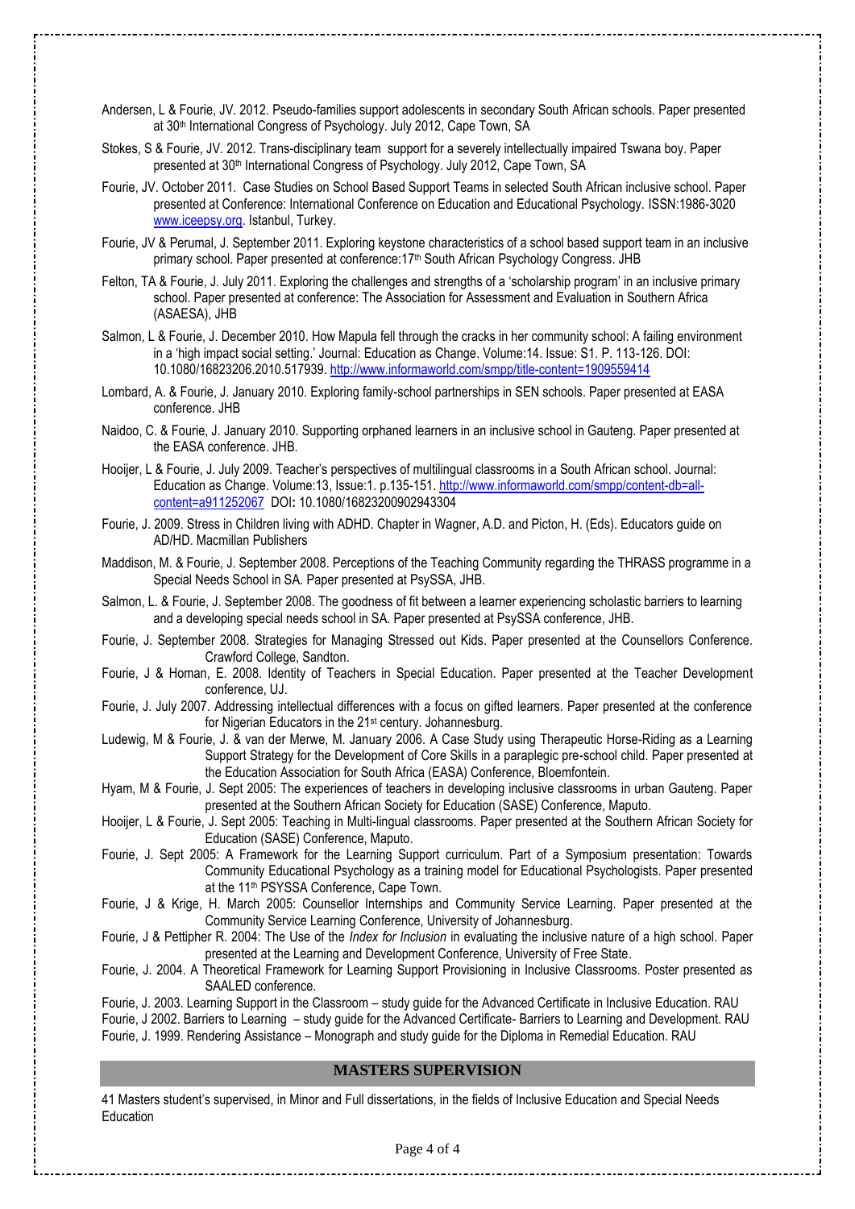Andersen, L & Fourie, JV. 2012. Pseudo-families support adolescents in secondary South African schools. Paper presented at 30th International Congress of Psychology. July 2012, Cape Town, SA

Stokes, S & Fourie, JV. 2012. Trans-disciplinary team support for a severely intellectually impaired Tswana boy. Paper presented at 30th International Congress of Psychology. July 2012, Cape Town, SA

Fourie, JV. October 2011. Case Studies on School Based Support Teams in selected South African inclusive school. Paper presented at Conference: International Conference on Education and Educational Psychology. ISSN:1986-3020 www.iceepsy.org. Istanbul, Turkey.

Fourie, JV & Perumal, J. September 2011. Exploring keystone characteristics of a school based support team in an inclusive primary school. Paper presented at conference:17th South African Psychology Congress. JHB

Felton, TA & Fourie, J. July 2011. Exploring the challenges and strengths of a 'scholarship program' in an inclusive primary school. Paper presented at conference: The Association for Assessment and Evaluation in Southern Africa (ASAESA), JHB

Salmon, L & Fourie, J. December 2010. How Mapula fell through the cracks in her community school: A failing environment in a 'high impact social setting.' Journal: Education as Change. Volume:14. Issue: S1. P. 113-126. DOI: 10.1080/16823206.2010.517939. http://www.informaworld.com/smpp/title-content=1909559414

Lombard, A. & Fourie, J. January 2010. Exploring family-school partnerships in SEN schools. Paper presented at EASA conference. JHB

Naidoo, C. & Fourie, J. January 2010. Supporting orphaned learners in an inclusive school in Gauteng. Paper presented at the EASA conference. JHB.

Hooijer, L & Fourie, J. July 2009. Teacher's perspectives of multilingual classrooms in a South African school. Journal: Education as Change. Volume:13, Issue:1. p.135-151. http://www.informaworld.com/smpp/content-db=all-content=a911252067 **DOI:** 10.1080/16823200902943304

Fourie, J. 2009. Stress in Children living with ADHD. Chapter in Wagner, A.D. and Picton, H. (Eds). Educators guide on AD/HD. Macmillan Publishers

Maddison, M. & Fourie, J. September 2008. Perceptions of the Teaching Community regarding the THRASS programme in a Special Needs School in SA. Paper presented at PsySSA, JHB.

Salmon, L. & Fourie, J. September 2008. The goodness of fit between a learner experiencing scholastic barriers to learning and a developing special needs school in SA. Paper presented at PsySSA conference, JHB.

Fourie, J. September 2008. Strategies for Managing Stressed out Kids. Paper presented at the Counsellors Conference. Crawford College, Sandton.

Fourie, J & Homan, E. 2008. Identity of Teachers in Special Education. Paper presented at the Teacher Development conference, UJ.

Fourie, J. July 2007. Addressing intellectual differences with a focus on gifted learners. Paper presented at the conference for Nigerian Educators in the 21st century. Johannesburg.

Ludewig, M & Fourie, J. & van der Merwe, M. January 2006. A Case Study using Therapeutic Horse-Riding as a Learning Support Strategy for the Development of Core Skills in a paraplegic pre-school child. Paper presented at the Education Association for South Africa (EASA) Conference, Bloemfontein.

Hyam, M & Fourie, J. Sept 2005: The experiences of teachers in developing inclusive classrooms in urban Gauteng. Paper presented at the Southern African Society for Education (SASE) Conference, Maputo.

Hooijer, L & Fourie, J. Sept 2005: Teaching in Multi-lingual classrooms. Paper presented at the Southern African Society for Education (SASE) Conference, Maputo.

Fourie, J. Sept 2005: A Framework for the Learning Support curriculum. Part of a Symposium presentation: Towards Community Educational Psychology as a training model for Educational Psychologists. Paper presented at the 11th PSYSSA Conference, Cape Town.

Fourie, J & Krige, H. March 2005: Counsellor Internships and Community Service Learning. Paper presented at the Community Service Learning Conference, University of Johannesburg.

Fourie, J & Pettipher R. 2004: The Use of the *Index for Inclusion* in evaluating the inclusive nature of a high school. Paper presented at the Learning and Development Conference, University of Free State.

Fourie, J. 2004. A Theoretical Framework for Learning Support Provisioning in Inclusive Classrooms. Poster presented as SAALED conference.

Fourie, J. 2003. Learning Support in the Classroom – study guide for the Advanced Certificate in Inclusive Education. RAU

Fourie, J 2002. Barriers to Learning – study guide for the Advanced Certificate- Barriers to Learning and Development. RAU

Fourie, J. 1999. Rendering Assistance – Monograph and study guide for the Diploma in Remedial Education. RAU

## MASTERS SUPERVISION

41 Masters student's supervised, in Minor and Full dissertations, in the fields of Inclusive Education and Special Needs Education